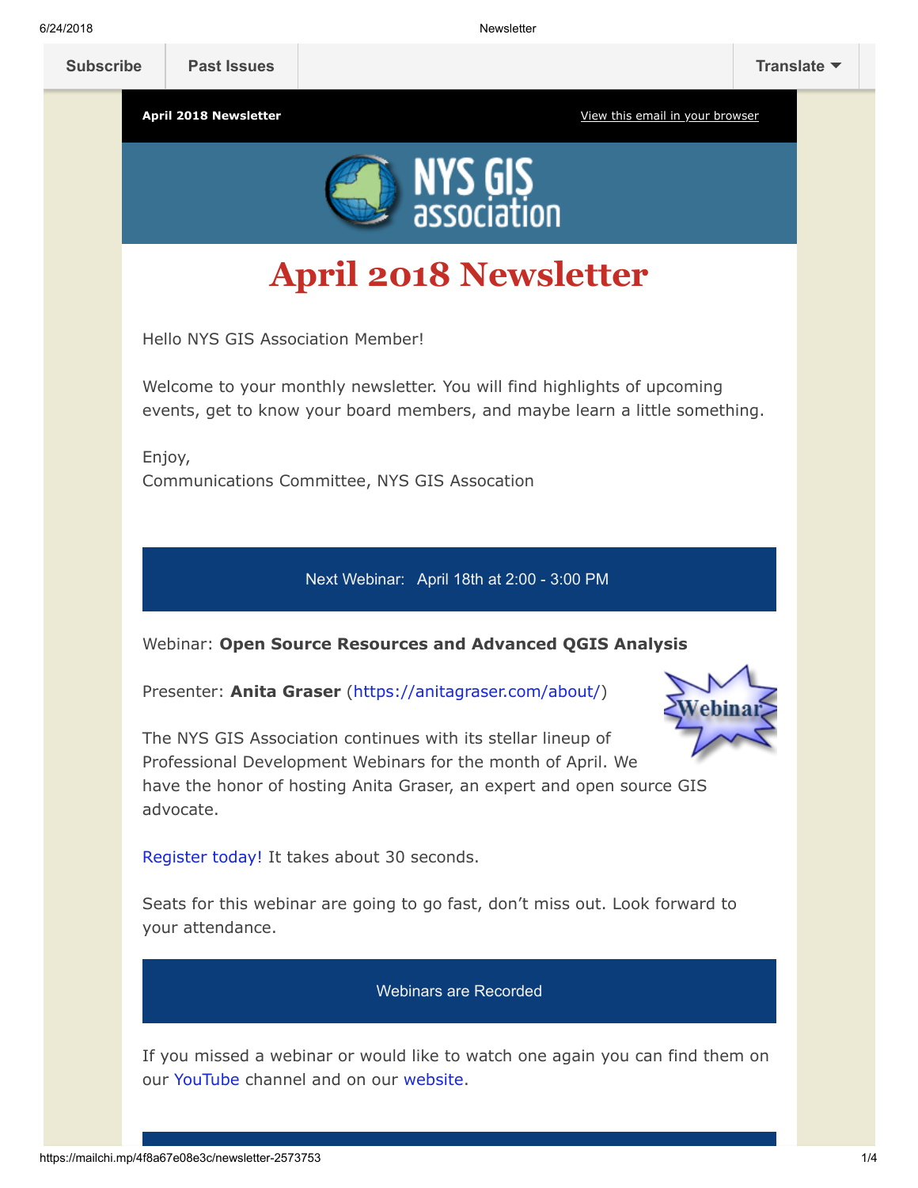Subscribe | Past Issues | Translate

**April 2018 Newsletter** [View this email in your browser]

# April 2018 Newsletter

Hello NYS GIS Association Member!

Welcome to your monthly newsletter. You will find highlights of upcoming events, get to know your board members, and maybe learn a little something.

Enjoy,
Communications Committee, NYS GIS Assocation

## Next Webinar: April 18th at 2:00 - 3:00 PM

Webinar: **Open Source Resources and Advanced QGIS Analysis**

Presenter: **Anita Graser** (https://anitagraser.com/about/)

The NYS GIS Association continues with its stellar lineup of Professional Development Webinars for the month of April. We have the honor of hosting Anita Graser, an expert and open source GIS advocate.

Register today! It takes about 30 seconds.

Seats for this webinar are going to go fast, don't miss out. Look forward to your attendance.

## Webinars are Recorded

If you missed a webinar or would like to watch one again you can find them on our YouTube channel and on our website.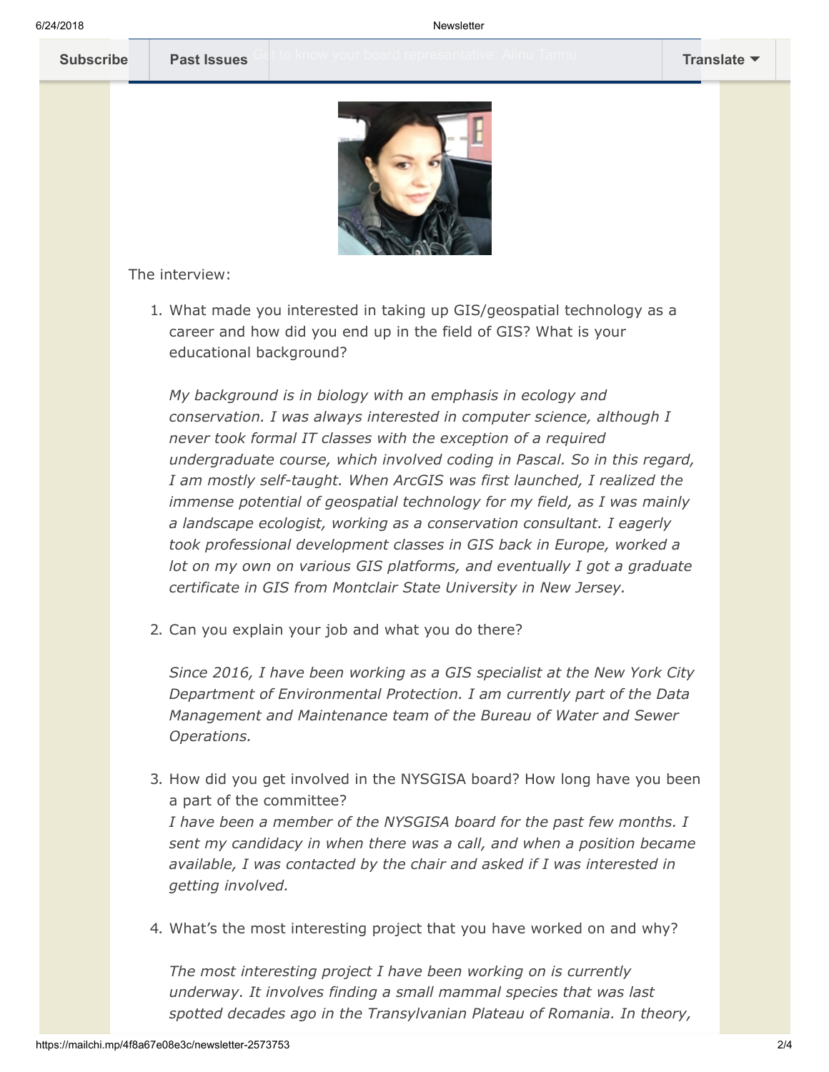The interview:

1. What made you interested in taking up GIS/geospatial technology as a career and how did you end up in the field of GIS? What is your educational background?

   *My background is in biology with an emphasis in ecology and conservation. I was always interested in computer science, although I never took formal IT classes with the exception of a required undergraduate course, which involved coding in Pascal. So in this regard, I am mostly self-taught. When ArcGIS was first launched, I realized the immense potential of geospatial technology for my field, as I was mainly a landscape ecologist, working as a conservation consultant. I eagerly took professional development classes in GIS back in Europe, worked a lot on my own on various GIS platforms, and eventually I got a graduate certificate in GIS from Montclair State University in New Jersey.*

2. Can you explain your job and what you do there?

   *Since 2016, I have been working as a GIS specialist at the New York City Department of Environmental Protection. I am currently part of the Data Management and Maintenance team of the Bureau of Water and Sewer Operations.*

3. How did you get involved in the NYSGISA board? How long have you been a part of the committee?
   *I have been a member of the NYSGISA board for the past few months. I sent my candidacy in when there was a call, and when a position became available, I was contacted by the chair and asked if I was interested in getting involved.*

4. What's the most interesting project that you have worked on and why?

   *The most interesting project I have been working on is currently underway. It involves finding a small mammal species that was last spotted decades ago in the Transylvanian Plateau of Romania. In theory,*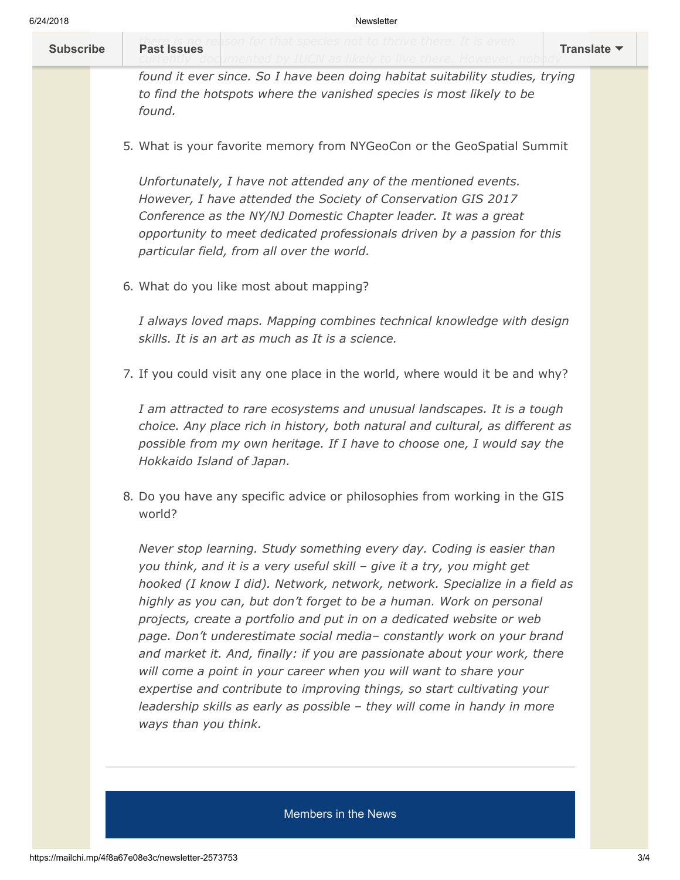there is no reason for that species not to thrive there. It is even currently documented by IUCN as likely to live there. However, nobody found it ever since. So I have been doing habitat suitability studies, trying to find the hotspots where the vanished species is most likely to be found.*

5. What is your favorite memory from NYGeoCon or the GeoSpatial Summit

   *Unfortunately, I have not attended any of the mentioned events. However, I have attended the Society of Conservation GIS 2017 Conference as the NY/NJ Domestic Chapter leader. It was a great opportunity to meet dedicated professionals driven by a passion for this particular field, from all over the world.*

6. What do you like most about mapping?

   *I always loved maps. Mapping combines technical knowledge with design skills. It is an art as much as It is a science.*

7. If you could visit any one place in the world, where would it be and why?

   *I am attracted to rare ecosystems and unusual landscapes. It is a tough choice. Any place rich in history, both natural and cultural, as different as possible from my own heritage. If I have to choose one, I would say the Hokkaido Island of Japan.*

8. Do you have any specific advice or philosophies from working in the GIS world?

   *Never stop learning. Study something every day. Coding is easier than you think, and it is a very useful skill – give it a try, you might get hooked (I know I did). Network, network, network. Specialize in a field as highly as you can, but don't forget to be a human. Work on personal projects, create a portfolio and put in on a dedicated website or web page. Don't underestimate social media– constantly work on your brand and market it. And, finally: if you are passionate about your work, there will come a point in your career when you will want to share your expertise and contribute to improving things, so start cultivating your leadership skills as early as possible – they will come in handy in more ways than you think.*

---

## Members in the News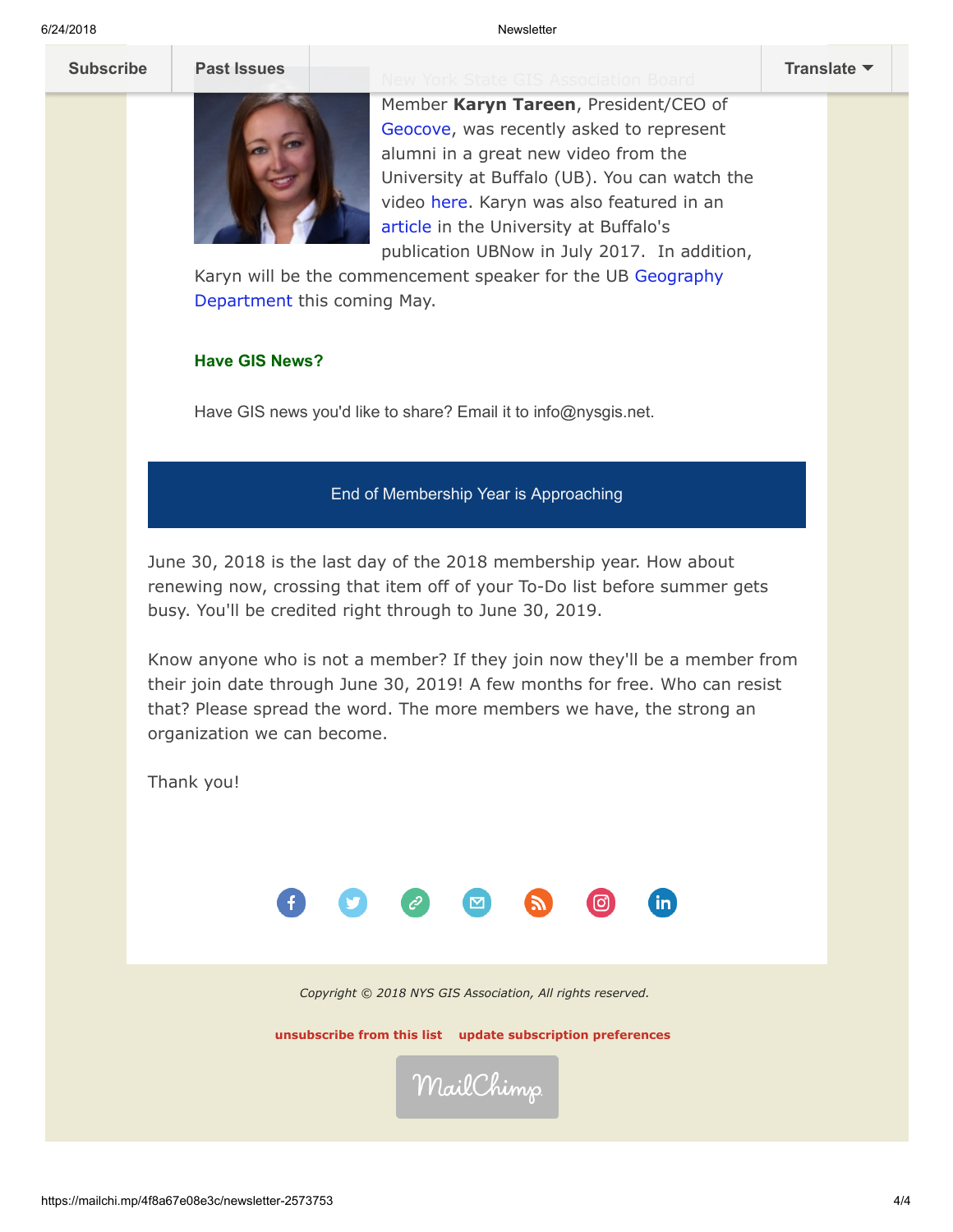Subscribe | Past Issues | Translate

New York State GIS Association Board Member **Karyn Tareen**, President/CEO of Geocove, was recently asked to represent alumni in a great new video from the University at Buffalo (UB). You can watch the video here. Karyn was also featured in an article in the University at Buffalo's publication UBNow in July 2017. In addition, Karyn will be the commencement speaker for the UB Geography Department this coming May.

### Have GIS News?

Have GIS news you'd like to share? Email it to info@nysgis.net.

## End of Membership Year is Approaching

June 30, 2018 is the last day of the 2018 membership year. How about renewing now, crossing that item off of your To-Do list before summer gets busy. You'll be credited right through to June 30, 2019.

Know anyone who is not a member? If they join now they'll be a member from their join date through June 30, 2019! A few months for free. Who can resist that? Please spread the word. The more members we have, the strong an organization we can become.

Thank you!

*Copyright © 2018 NYS GIS Association, All rights reserved.*

**unsubscribe from this list** **update subscription preferences**

MailChimp